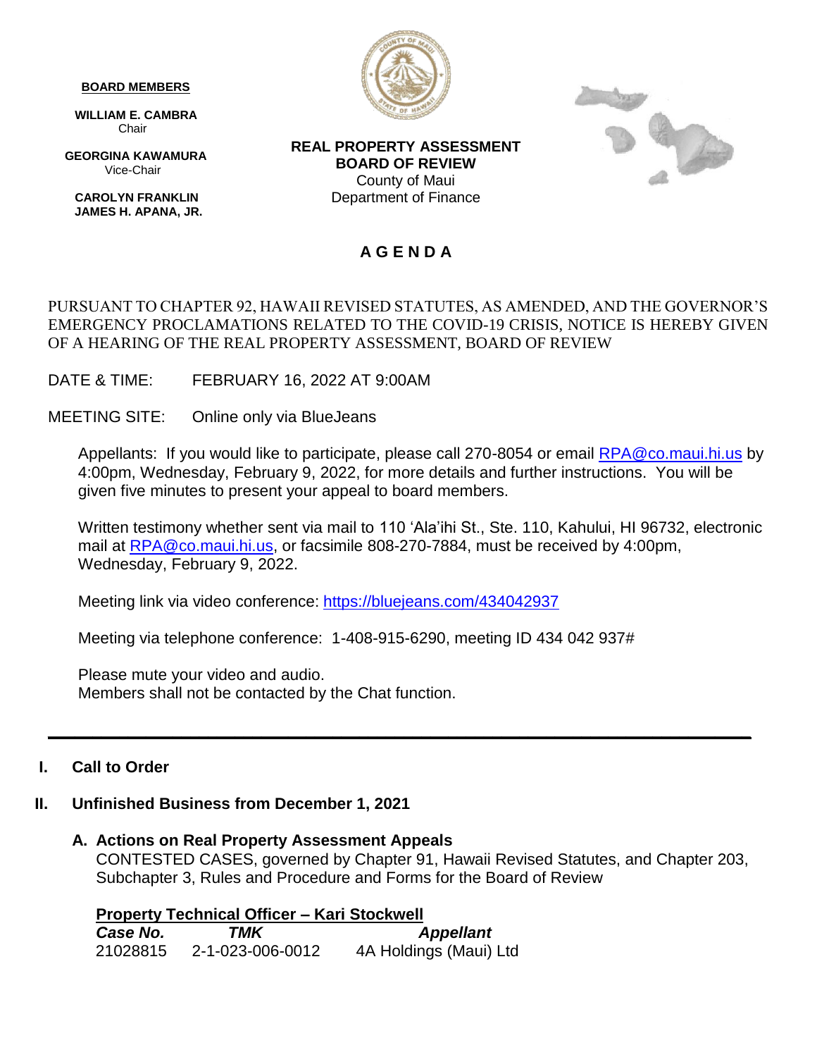**BOARD MEMBERS**

**WILLIAM E. CAMBRA**
Chair

**GEORGINA KAWAMURA**
Vice-Chair

**CAROLYN FRANKLIN**
**JAMES H. APANA, JR.**

**REAL PROPERTY ASSESSMENT**
**BOARD OF REVIEW**
County of Maui
Department of Finance

# A G E N D A

PURSUANT TO CHAPTER 92, HAWAII REVISED STATUTES, AS AMENDED, AND THE GOVERNOR'S EMERGENCY PROCLAMATIONS RELATED TO THE COVID-19 CRISIS, NOTICE IS HEREBY GIVEN OF A HEARING OF THE REAL PROPERTY ASSESSMENT, BOARD OF REVIEW

DATE & TIME: FEBRUARY 16, 2022 AT 9:00AM

MEETING SITE: Online only via BlueJeans

Appellants: If you would like to participate, please call 270-8054 or email RPA@co.maui.hi.us by 4:00pm, Wednesday, February 9, 2022, for more details and further instructions. You will be given five minutes to present your appeal to board members.

Written testimony whether sent via mail to 110 'Ala'ihi St., Ste. 110, Kahului, HI 96732, electronic mail at RPA@co.maui.hi.us, or facsimile 808-270-7884, must be received by 4:00pm, Wednesday, February 9, 2022.

Meeting link via video conference: https://bluejeans.com/434042937

Meeting via telephone conference: 1-408-915-6290, meeting ID 434 042 937#

Please mute your video and audio.
Members shall not be contacted by the Chat function.

---

## I. Call to Order

## II. Unfinished Business from December 1, 2021

### A. Actions on Real Property Assessment Appeals

CONTESTED CASES, governed by Chapter 91, Hawaii Revised Statutes, and Chapter 203, Subchapter 3, Rules and Procedure and Forms for the Board of Review

**Property Technical Officer – Kari Stockwell**

| *Case No.* | *TMK* | *Appellant* |
|---|---|---|
| 21028815 | 2-1-023-006-0012 | 4A Holdings (Maui) Ltd |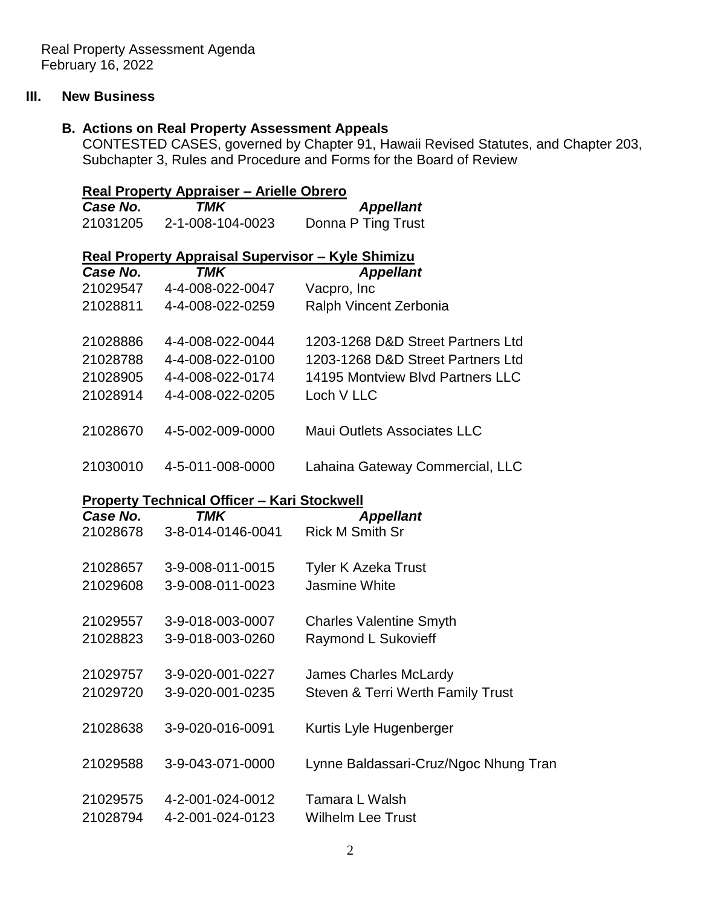Real Property Assessment Agenda
February 16, 2022

## III. New Business

### B. Actions on Real Property Assessment Appeals

CONTESTED CASES, governed by Chapter 91, Hawaii Revised Statutes, and Chapter 203, Subchapter 3, Rules and Procedure and Forms for the Board of Review

**Real Property Appraiser – Arielle Obrero**

| *Case No.* | *TMK* | *Appellant* |
|---|---|---|
| 21031205 | 2-1-008-104-0023 | Donna P Ting Trust |

**Real Property Appraisal Supervisor – Kyle Shimizu**

| *Case No.* | *TMK* | *Appellant* |
|---|---|---|
| 21029547 | 4-4-008-022-0047 | Vacpro, Inc |
| 21028811 | 4-4-008-022-0259 | Ralph Vincent Zerbonia |
| 21028886 | 4-4-008-022-0044 | 1203-1268 D&D Street Partners Ltd |
| 21028788 | 4-4-008-022-0100 | 1203-1268 D&D Street Partners Ltd |
| 21028905 | 4-4-008-022-0174 | 14195 Montview Blvd Partners LLC |
| 21028914 | 4-4-008-022-0205 | Loch V LLC |
| 21028670 | 4-5-002-009-0000 | Maui Outlets Associates LLC |
| 21030010 | 4-5-011-008-0000 | Lahaina Gateway Commercial, LLC |

**Property Technical Officer – Kari Stockwell**

| *Case No.* | *TMK* | *Appellant* |
|---|---|---|
| 21028678 | 3-8-014-0146-0041 | Rick M Smith Sr |
| 21028657 | 3-9-008-011-0015 | Tyler K Azeka Trust |
| 21029608 | 3-9-008-011-0023 | Jasmine White |
| 21029557 | 3-9-018-003-0007 | Charles Valentine Smyth |
| 21028823 | 3-9-018-003-0260 | Raymond L Sukovieff |
| 21029757 | 3-9-020-001-0227 | James Charles McLardy |
| 21029720 | 3-9-020-001-0235 | Steven & Terri Werth Family Trust |
| 21028638 | 3-9-020-016-0091 | Kurtis Lyle Hugenberger |
| 21029588 | 3-9-043-071-0000 | Lynne Baldassari-Cruz/Ngoc Nhung Tran |
| 21029575 | 4-2-001-024-0012 | Tamara L Walsh |
| 21028794 | 4-2-001-024-0123 | Wilhelm Lee Trust |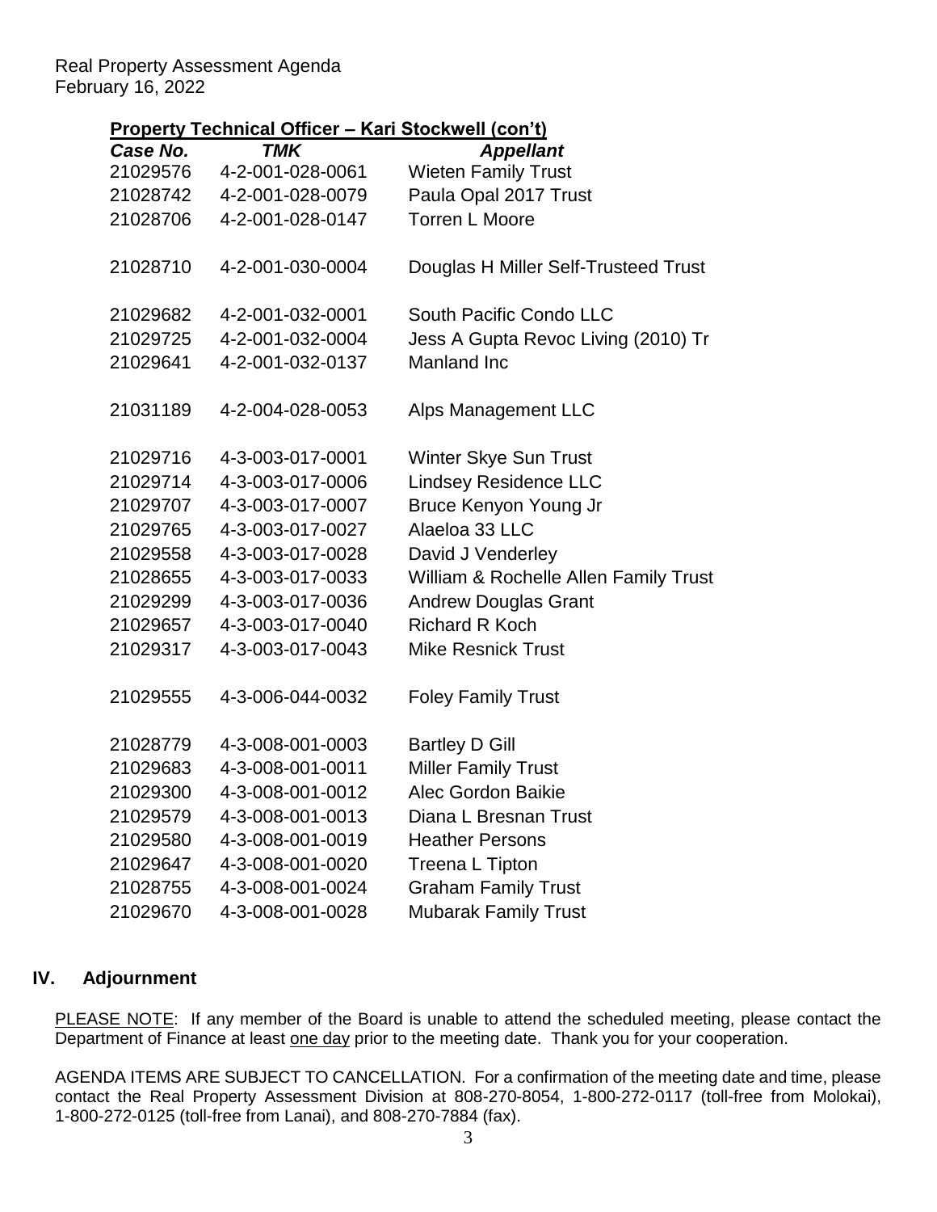**Property Technical Officer – Kari Stockwell (con't)**

| *Case No.* | *TMK* | *Appellant* |
|---|---|---|
| 21029576 | 4-2-001-028-0061 | Wieten Family Trust |
| 21028742 | 4-2-001-028-0079 | Paula Opal 2017 Trust |
| 21028706 | 4-2-001-028-0147 | Torren L Moore |
| 21028710 | 4-2-001-030-0004 | Douglas H Miller Self-Trusteed Trust |
| 21029682 | 4-2-001-032-0001 | South Pacific Condo LLC |
| 21029725 | 4-2-001-032-0004 | Jess A Gupta Revoc Living (2010) Tr |
| 21029641 | 4-2-001-032-0137 | Manland Inc |
| 21031189 | 4-2-004-028-0053 | Alps Management LLC |
| 21029716 | 4-3-003-017-0001 | Winter Skye Sun Trust |
| 21029714 | 4-3-003-017-0006 | Lindsey Residence LLC |
| 21029707 | 4-3-003-017-0007 | Bruce Kenyon Young Jr |
| 21029765 | 4-3-003-017-0027 | Alaeloa 33 LLC |
| 21029558 | 4-3-003-017-0028 | David J Venderley |
| 21028655 | 4-3-003-017-0033 | William & Rochelle Allen Family Trust |
| 21029299 | 4-3-003-017-0036 | Andrew Douglas Grant |
| 21029657 | 4-3-003-017-0040 | Richard R Koch |
| 21029317 | 4-3-003-017-0043 | Mike Resnick Trust |
| 21029555 | 4-3-006-044-0032 | Foley Family Trust |
| 21028779 | 4-3-008-001-0003 | Bartley D Gill |
| 21029683 | 4-3-008-001-0011 | Miller Family Trust |
| 21029300 | 4-3-008-001-0012 | Alec Gordon Baikie |
| 21029579 | 4-3-008-001-0013 | Diana L Bresnan Trust |
| 21029580 | 4-3-008-001-0019 | Heather Persons |
| 21029647 | 4-3-008-001-0020 | Treena L Tipton |
| 21028755 | 4-3-008-001-0024 | Graham Family Trust |
| 21029670 | 4-3-008-001-0028 | Mubarak Family Trust |

## IV. Adjournment

PLEASE NOTE: If any member of the Board is unable to attend the scheduled meeting, please contact the Department of Finance at least one day prior to the meeting date. Thank you for your cooperation.

AGENDA ITEMS ARE SUBJECT TO CANCELLATION. For a confirmation of the meeting date and time, please contact the Real Property Assessment Division at 808-270-8054, 1-800-272-0117 (toll-free from Molokai), 1-800-272-0125 (toll-free from Lanai), and 808-270-7884 (fax).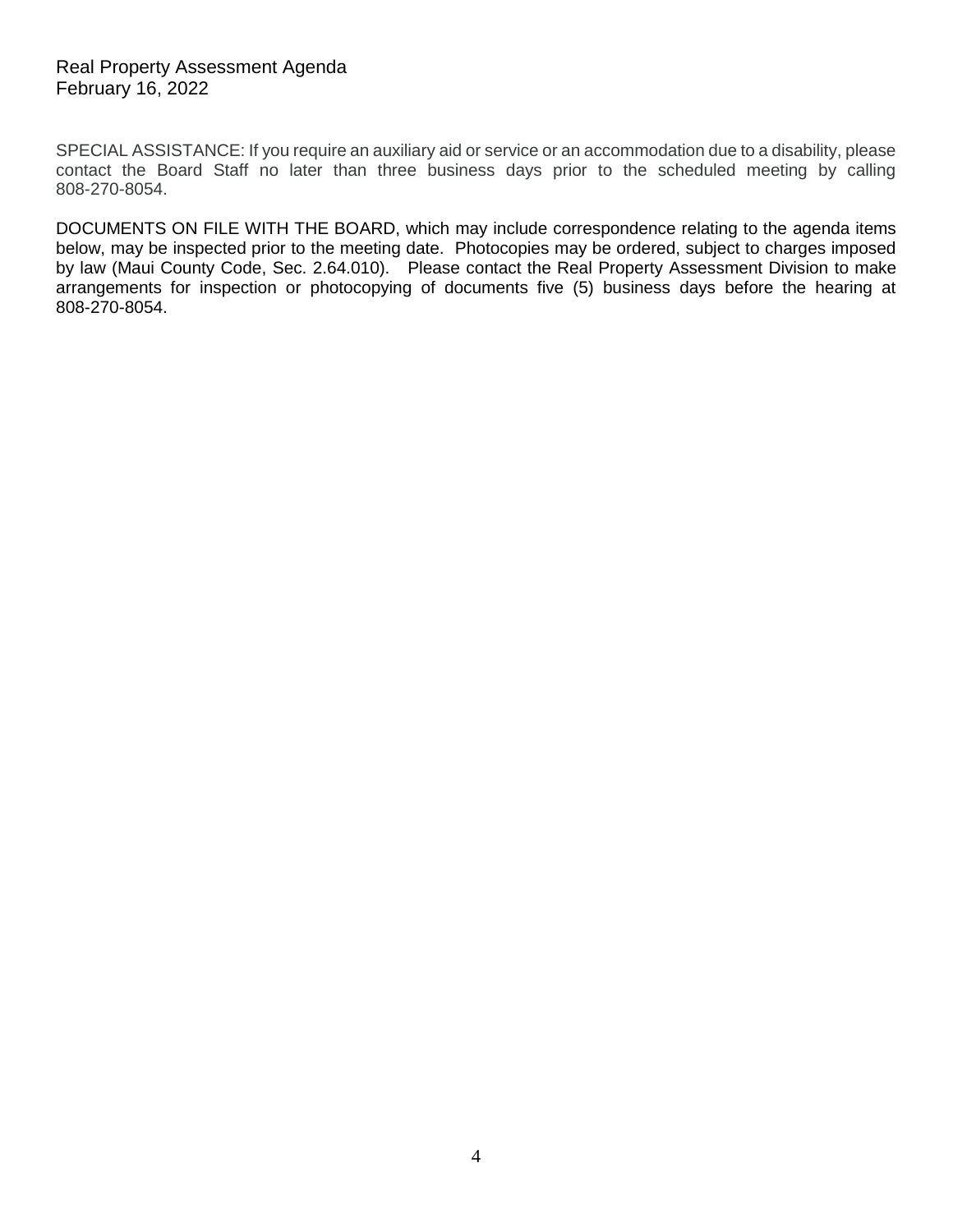SPECIAL ASSISTANCE: If you require an auxiliary aid or service or an accommodation due to a disability, please contact the Board Staff no later than three business days prior to the scheduled meeting by calling 808-270-8054.

DOCUMENTS ON FILE WITH THE BOARD, which may include correspondence relating to the agenda items below, may be inspected prior to the meeting date. Photocopies may be ordered, subject to charges imposed by law (Maui County Code, Sec. 2.64.010). Please contact the Real Property Assessment Division to make arrangements for inspection or photocopying of documents five (5) business days before the hearing at 808-270-8054.